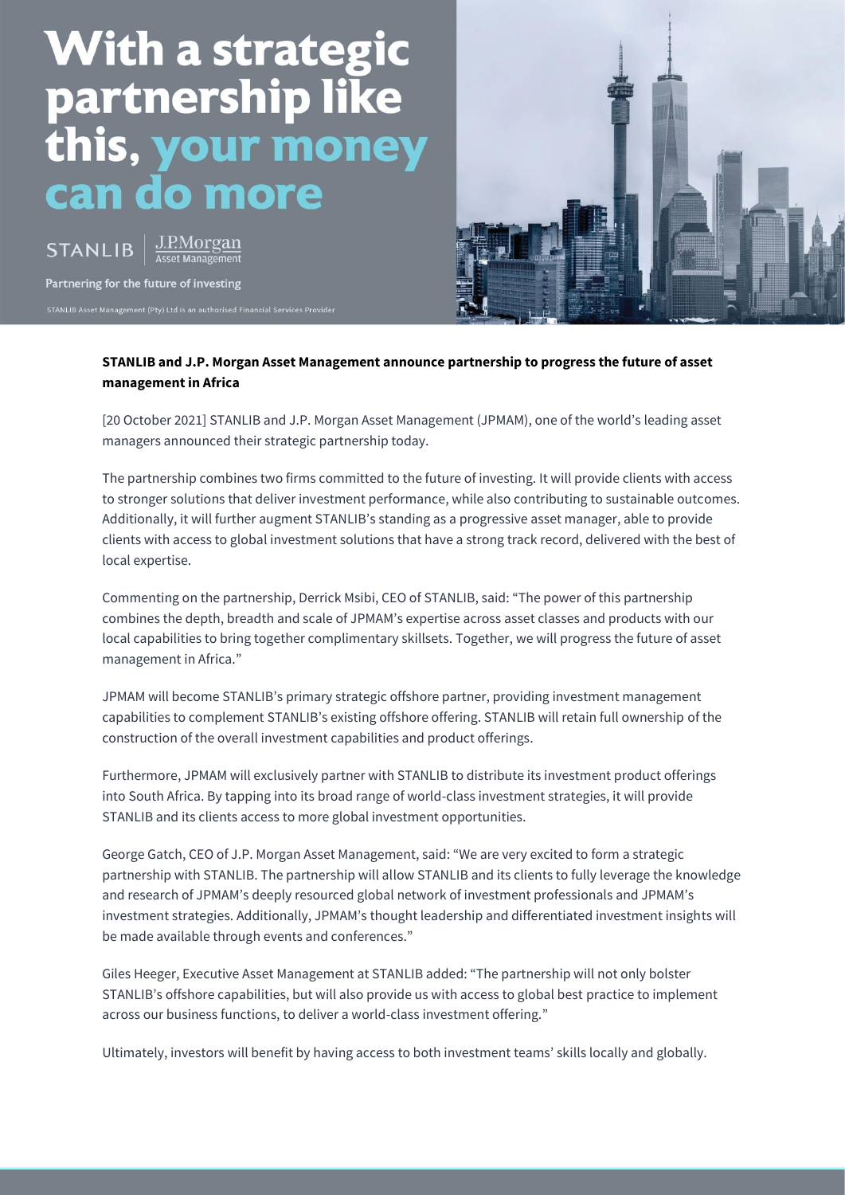# With a strategic partnership like this, your money can do more

STANLIB | J.P.Morgan Asset Management

Partnering for the future of investing

STANLIB Asset Management (Pty) Ltd is an authorised Financial Services Provider

**STANLIB and J.P. Morgan Asset Management announce partnership to progress the future of asset management in Africa**

[20 October 2021] STANLIB and J.P. Morgan Asset Management (JPMAM), one of the world's leading asset managers announced their strategic partnership today.

The partnership combines two firms committed to the future of investing. It will provide clients with access to stronger solutions that deliver investment performance, while also contributing to sustainable outcomes. Additionally, it will further augment STANLIB's standing as a progressive asset manager, able to provide clients with access to global investment solutions that have a strong track record, delivered with the best of local expertise.

Commenting on the partnership, Derrick Msibi, CEO of STANLIB, said: "The power of this partnership combines the depth, breadth and scale of JPMAM's expertise across asset classes and products with our local capabilities to bring together complimentary skillsets. Together, we will progress the future of asset management in Africa."

JPMAM will become STANLIB's primary strategic offshore partner, providing investment management capabilities to complement STANLIB's existing offshore offering. STANLIB will retain full ownership of the construction of the overall investment capabilities and product offerings.

Furthermore, JPMAM will exclusively partner with STANLIB to distribute its investment product offerings into South Africa. By tapping into its broad range of world-class investment strategies, it will provide STANLIB and its clients access to more global investment opportunities.

George Gatch, CEO of J.P. Morgan Asset Management, said: "We are very excited to form a strategic partnership with STANLIB. The partnership will allow STANLIB and its clients to fully leverage the knowledge and research of JPMAM's deeply resourced global network of investment professionals and JPMAM's investment strategies. Additionally, JPMAM's thought leadership and differentiated investment insights will be made available through events and conferences."

Giles Heeger, Executive Asset Management at STANLIB added: "The partnership will not only bolster STANLIB's offshore capabilities, but will also provide us with access to global best practice to implement across our business functions, to deliver a world-class investment offering."

Ultimately, investors will benefit by having access to both investment teams' skills locally and globally.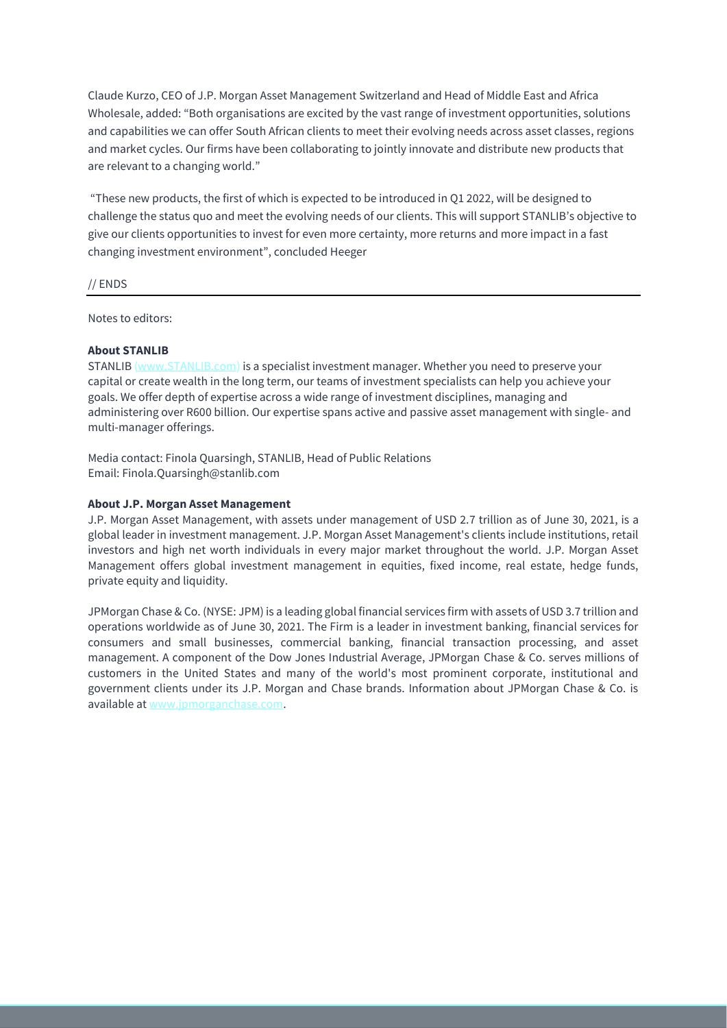Claude Kurzo, CEO of J.P. Morgan Asset Management Switzerland and Head of Middle East and Africa Wholesale, added: "Both organisations are excited by the vast range of investment opportunities, solutions and capabilities we can offer South African clients to meet their evolving needs across asset classes, regions and market cycles. Our firms have been collaborating to jointly innovate and distribute new products that are relevant to a changing world."

"These new products, the first of which is expected to be introduced in Q1 2022, will be designed to challenge the status quo and meet the evolving needs of our clients. This will support STANLIB's objective to give our clients opportunities to invest for even more certainty, more returns and more impact in a fast changing investment environment", concluded Heeger

// ENDS

---

Notes to editors:

**About STANLIB**

STANLIB (www.STANLIB.com) is a specialist investment manager. Whether you need to preserve your capital or create wealth in the long term, our teams of investment specialists can help you achieve your goals. We offer depth of expertise across a wide range of investment disciplines, managing and administering over R600 billion. Our expertise spans active and passive asset management with single- and multi-manager offerings.

Media contact: Finola Quarsingh, STANLIB, Head of Public Relations
Email: Finola.Quarsingh@stanlib.com

**About J.P. Morgan Asset Management**

J.P. Morgan Asset Management, with assets under management of USD 2.7 trillion as of June 30, 2021, is a global leader in investment management. J.P. Morgan Asset Management's clients include institutions, retail investors and high net worth individuals in every major market throughout the world. J.P. Morgan Asset Management offers global investment management in equities, fixed income, real estate, hedge funds, private equity and liquidity.

JPMorgan Chase & Co. (NYSE: JPM) is a leading global financial services firm with assets of USD 3.7 trillion and operations worldwide as of June 30, 2021. The Firm is a leader in investment banking, financial services for consumers and small businesses, commercial banking, financial transaction processing, and asset management. A component of the Dow Jones Industrial Average, JPMorgan Chase & Co. serves millions of customers in the United States and many of the world's most prominent corporate, institutional and government clients under its J.P. Morgan and Chase brands. Information about JPMorgan Chase & Co. is available at www.jpmorganchase.com.